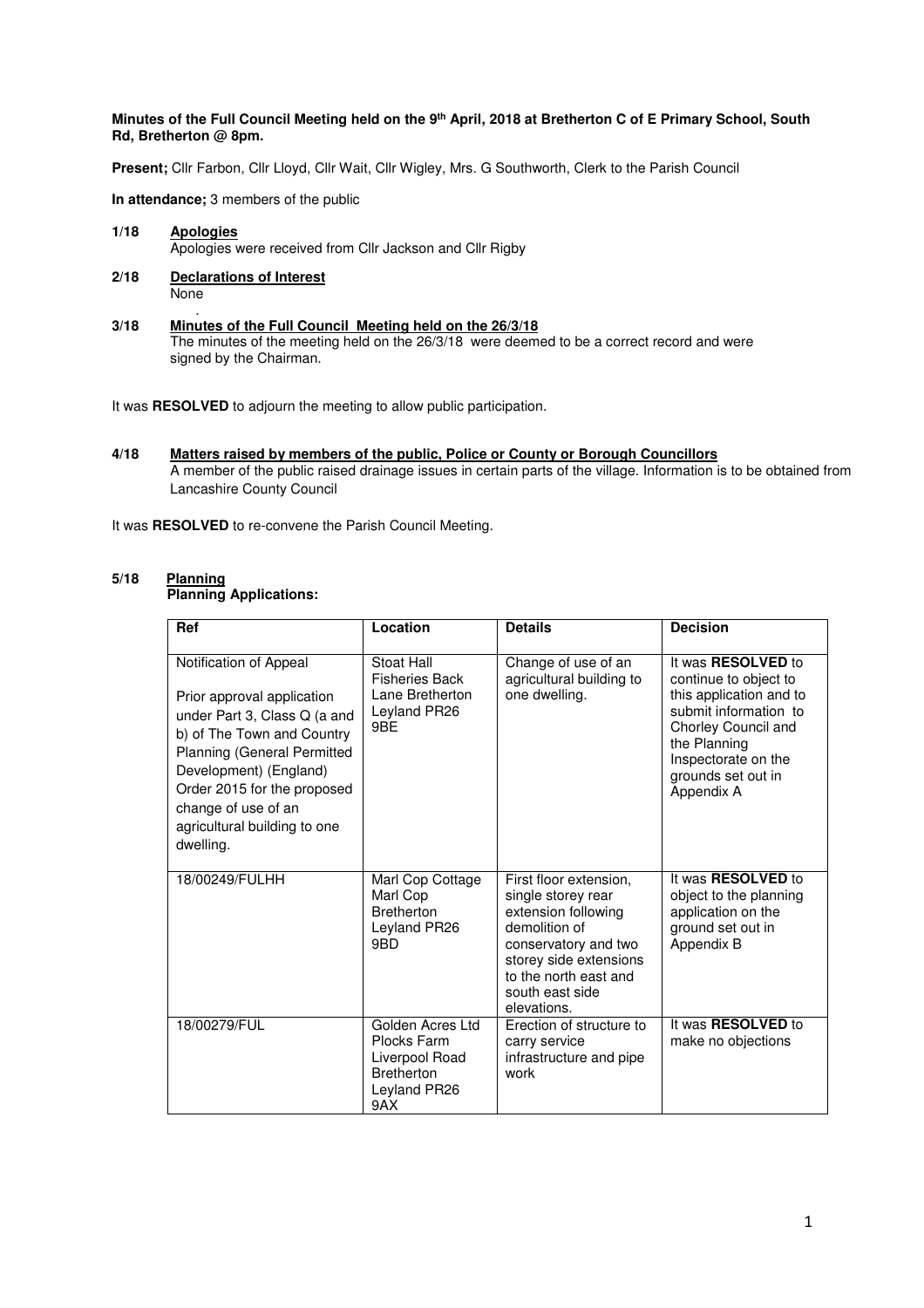**Minutes of the Full Council Meeting held on the 9th April, 2018 at Bretherton C of E Primary School, South Rd, Bretherton @ 8pm.**

**Present;** Cllr Farbon, Cllr Lloyd, Cllr Wait, Cllr Wigley, Mrs. G Southworth, Clerk to the Parish Council

**In attendance;** 3 members of the public

**1/18 Apologies**

Apologies were received from Cllr Jackson and Cllr Rigby

**2/18 Declarations of Interest**

None

**3/18 Minutes of the Full Council Meeting held on the 26/3/18**

The minutes of the meeting held on the 26/3/18 were deemed to be a correct record and were signed by the Chairman.

It was **RESOLVED** to adjourn the meeting to allow public participation.

**4/18 Matters raised by members of the public, Police or County or Borough Councillors**

A member of the public raised drainage issues in certain parts of the village. Information is to be obtained from Lancashire County Council

It was **RESOLVED** to re-convene the Parish Council Meeting.

**5/18 Planning**

**Planning Applications:**

| Ref | Location | Details | Decision |
|---|---|---|---|
| Notification of Appeal<br><br>Prior approval application under Part 3, Class Q (a and b) of The Town and Country Planning (General Permitted Development) (England) Order 2015 for the proposed change of use of an agricultural building to one dwelling. | Stoat Hall Fisheries Back Lane Bretherton Leyland PR26 9BE | Change of use of an agricultural building to one dwelling. | It was **RESOLVED** to continue to object to this application and to submit information to Chorley Council and the Planning Inspectorate on the grounds set out in Appendix A |
| 18/00249/FULHH | Marl Cop Cottage Marl Cop Bretherton Leyland PR26 9BD | First floor extension, single storey rear extension following demolition of conservatory and two storey side extensions to the north east and south east side elevations. | It was **RESOLVED** to object to the planning application on the ground set out in Appendix B |
| 18/00279/FUL | Golden Acres Ltd Plocks Farm Liverpool Road Bretherton Leyland PR26 9AX | Erection of structure to carry service infrastructure and pipe work | It was **RESOLVED** to make no objections |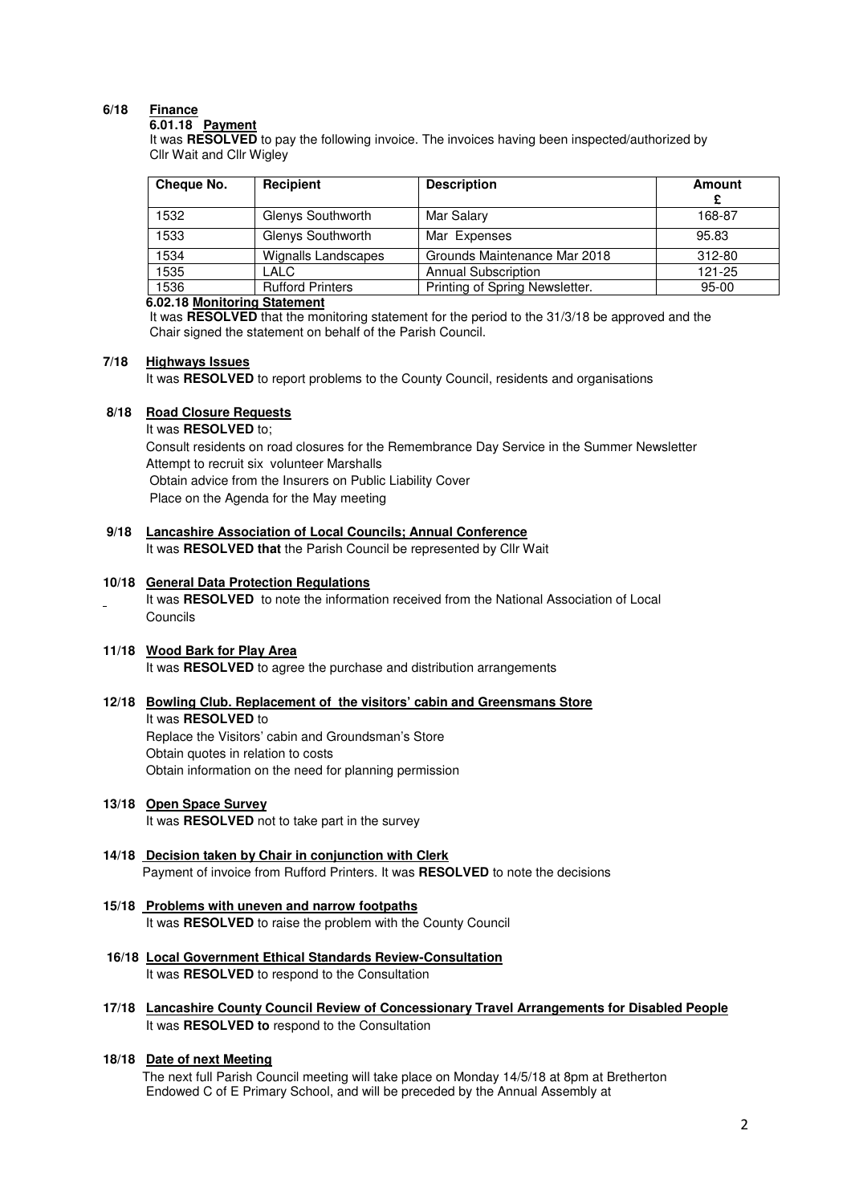## 6/18 Finance

### 6.01.18 Payment

It was **RESOLVED** to pay the following invoice. The invoices having been inspected/authorized by Cllr Wait and Cllr Wigley

| Cheque No. | Recipient | Description | Amount £ |
|---|---|---|---|
| 1532 | Glenys Southworth | Mar Salary | 168-87 |
| 1533 | Glenys Southworth | Mar Expenses | 95.83 |
| 1534 | Wignalls Landscapes | Grounds Maintenance Mar 2018 | 312-80 |
| 1535 | LALC | Annual Subscription | 121-25 |
| 1536 | Rufford Printers | Printing of Spring Newsletter. | 95-00 |

### 6.02.18 Monitoring Statement

It was **RESOLVED** that the monitoring statement for the period to the 31/3/18 be approved and the Chair signed the statement on behalf of the Parish Council.

## 7/18 Highways Issues

It was **RESOLVED** to report problems to the County Council, residents and organisations

## 8/18 Road Closure Requests

It was **RESOLVED** to;

Consult residents on road closures for the Remembrance Day Service in the Summer Newsletter
Attempt to recruit six volunteer Marshalls
Obtain advice from the Insurers on Public Liability Cover
Place on the Agenda for the May meeting

## 9/18 Lancashire Association of Local Councils; Annual Conference

It was **RESOLVED that** the Parish Council be represented by Cllr Wait

## 10/18 General Data Protection Regulations

It was **RESOLVED** to note the information received from the National Association of Local Councils

## 11/18 Wood Bark for Play Area

It was **RESOLVED** to agree the purchase and distribution arrangements

## 12/18 Bowling Club. Replacement of the visitors' cabin and Greensmans Store

It was **RESOLVED** to

Replace the Visitors' cabin and Groundsman's Store
Obtain quotes in relation to costs
Obtain information on the need for planning permission

## 13/18 Open Space Survey

It was **RESOLVED** not to take part in the survey

## 14/18 Decision taken by Chair in conjunction with Clerk

Payment of invoice from Rufford Printers. It was **RESOLVED** to note the decisions

## 15/18 Problems with uneven and narrow footpaths

It was **RESOLVED** to raise the problem with the County Council

## 16/18 Local Government Ethical Standards Review-Consultation

It was **RESOLVED** to respond to the Consultation

## 17/18 Lancashire County Council Review of Concessionary Travel Arrangements for Disabled People

It was **RESOLVED to** respond to the Consultation

## 18/18 Date of next Meeting

The next full Parish Council meeting will take place on Monday 14/5/18 at 8pm at Bretherton Endowed C of E Primary School, and will be preceded by the Annual Assembly at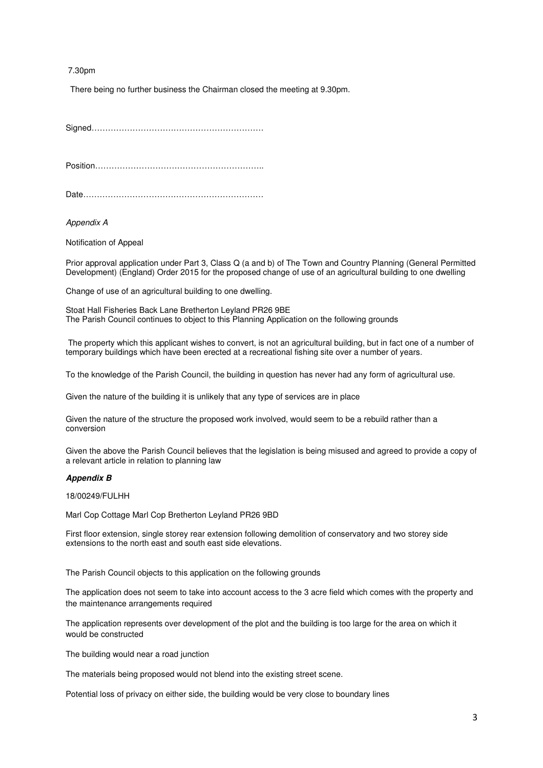7.30pm

There being no further business the Chairman closed the meeting at 9.30pm.

Signed……………………………………………………

Position……………………………………………………..

Date…………………………………………………………

*Appendix A*

Notification of Appeal

Prior approval application under Part 3, Class Q (a and b) of The Town and Country Planning (General Permitted Development) (England) Order 2015 for the proposed change of use of an agricultural building to one dwelling

Change of use of an agricultural building to one dwelling.

Stoat Hall Fisheries Back Lane Bretherton Leyland PR26 9BE
The Parish Council continues to object to this Planning Application on the following grounds

The property which this applicant wishes to convert, is not an agricultural building, but in fact one of a number of temporary buildings which have been erected at a recreational fishing site over a number of years.

To the knowledge of the Parish Council, the building in question has never had any form of agricultural use.

Given the nature of the building it is unlikely that any type of services are in place

Given the nature of the structure the proposed work involved, would seem to be a rebuild rather than a conversion

Given the above the Parish Council believes that the legislation is being misused and agreed to provide a copy of a relevant article in relation to planning law

***Appendix B***

18/00249/FULHH

Marl Cop Cottage Marl Cop Bretherton Leyland PR26 9BD

First floor extension, single storey rear extension following demolition of conservatory and two storey side extensions to the north east and south east side elevations.

The Parish Council objects to this application on the following grounds

The application does not seem to take into account access to the 3 acre field which comes with the property and the maintenance arrangements required

The application represents over development of the plot and the building is too large for the area on which it would be constructed

The building would near a road junction

The materials being proposed would not blend into the existing street scene.

Potential loss of privacy on either side, the building would be very close to boundary lines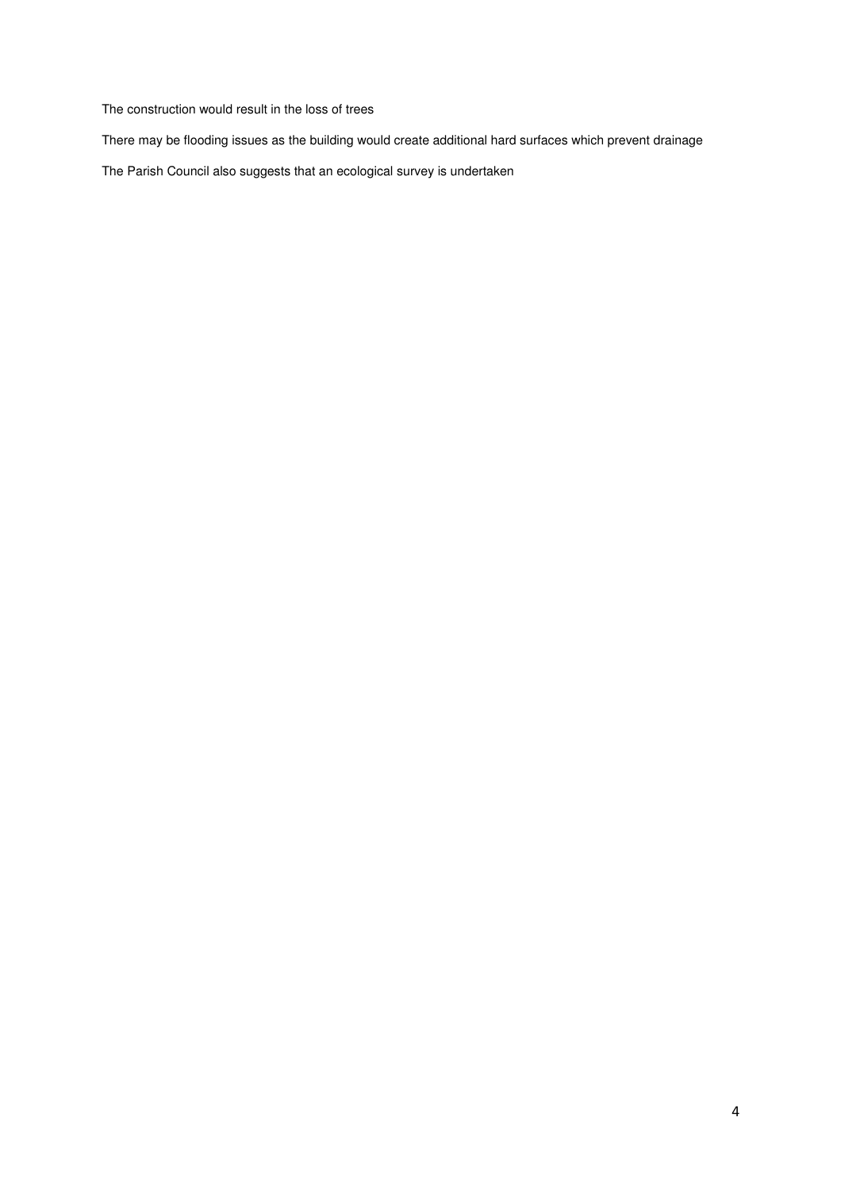The construction would result in the loss of trees

There may be flooding issues as the building would create additional hard surfaces which prevent drainage

The Parish Council also suggests that an ecological survey is undertaken